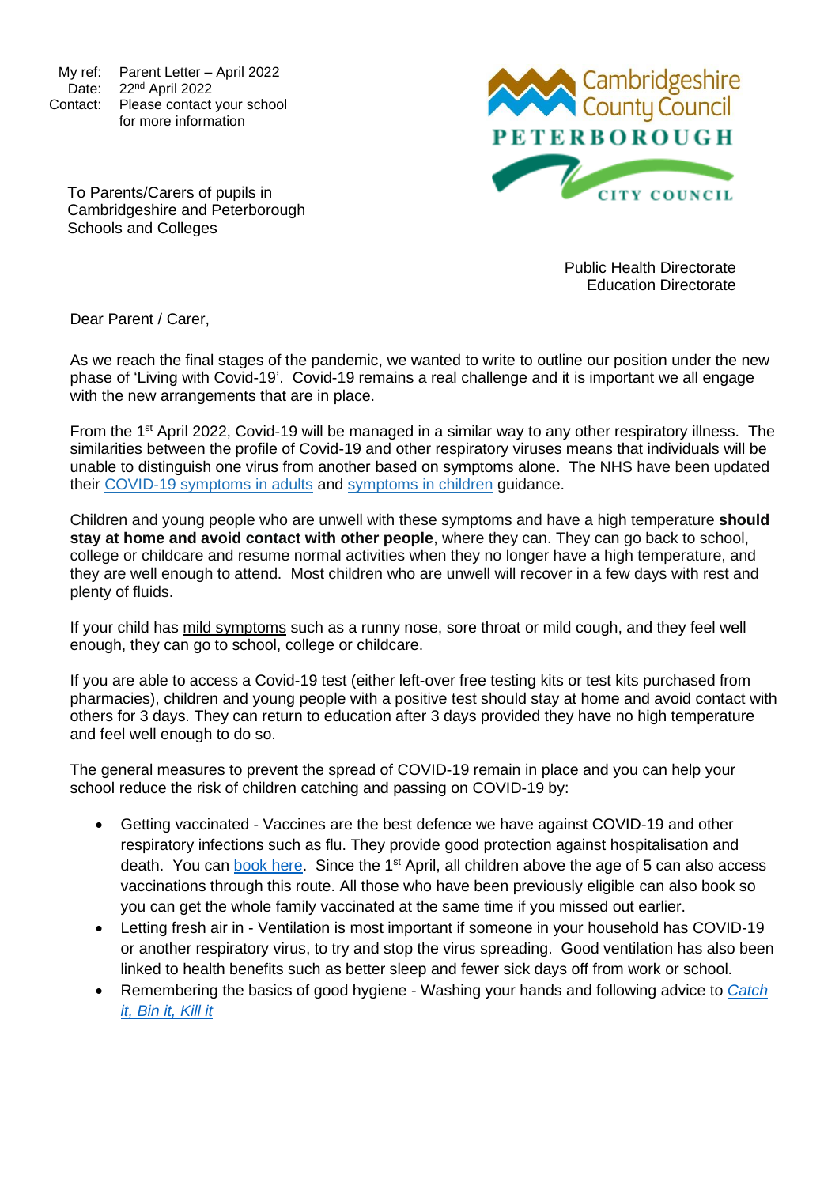My ref: Parent Letter – April 2022
Date: 22nd April 2022
Contact: Please contact your school for more information

To Parents/Carers of pupils in Cambridgeshire and Peterborough Schools and Colleges

Cambridgeshire County Council
PETERBOROUGH CITY COUNCIL

Public Health Directorate
Education Directorate

Dear Parent / Carer,

As we reach the final stages of the pandemic, we wanted to write to outline our position under the new phase of 'Living with Covid-19'. Covid-19 remains a real challenge and it is important we all engage with the new arrangements that are in place.

From the 1st April 2022, Covid-19 will be managed in a similar way to any other respiratory illness. The similarities between the profile of Covid-19 and other respiratory viruses means that individuals will be unable to distinguish one virus from another based on symptoms alone. The NHS have been updated their COVID-19 symptoms in adults and symptoms in children guidance.

Children and young people who are unwell with these symptoms and have a high temperature **should stay at home and avoid contact with other people**, where they can. They can go back to school, college or childcare and resume normal activities when they no longer have a high temperature, and they are well enough to attend. Most children who are unwell will recover in a few days with rest and plenty of fluids.

If your child has mild symptoms such as a runny nose, sore throat or mild cough, and they feel well enough, they can go to school, college or childcare.

If you are able to access a Covid-19 test (either left-over free testing kits or test kits purchased from pharmacies), children and young people with a positive test should stay at home and avoid contact with others for 3 days. They can return to education after 3 days provided they have no high temperature and feel well enough to do so.

The general measures to prevent the spread of COVID-19 remain in place and you can help your school reduce the risk of children catching and passing on COVID-19 by:

- Getting vaccinated - Vaccines are the best defence we have against COVID-19 and other respiratory infections such as flu. They provide good protection against hospitalisation and death. You can book here. Since the 1st April, all children above the age of 5 can also access vaccinations through this route. All those who have been previously eligible can also book so you can get the whole family vaccinated at the same time if you missed out earlier.
- Letting fresh air in - Ventilation is most important if someone in your household has COVID-19 or another respiratory virus, to try and stop the virus spreading. Good ventilation has also been linked to health benefits such as better sleep and fewer sick days off from work or school.
- Remembering the basics of good hygiene - Washing your hands and following advice to *Catch it, Bin it, Kill it*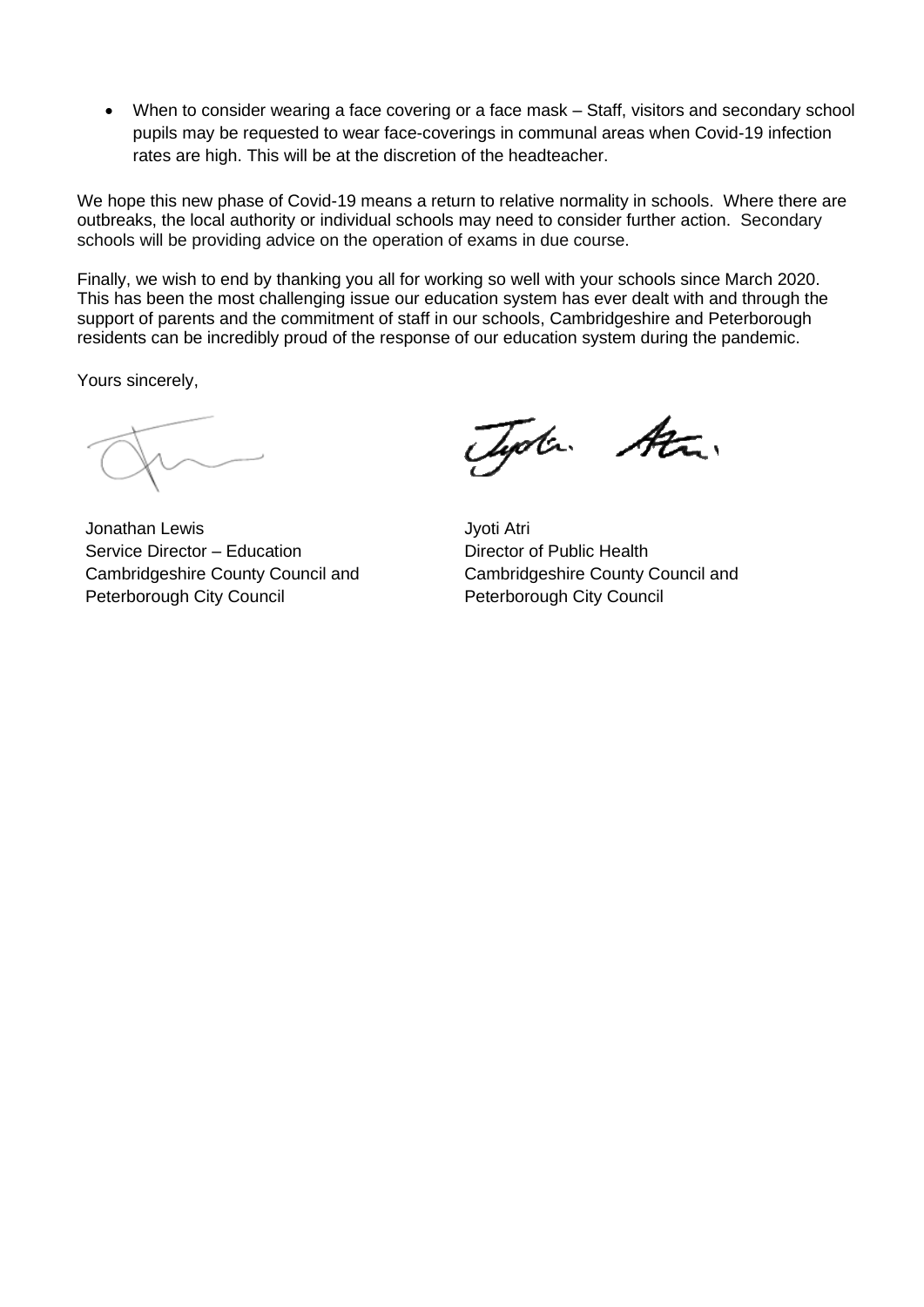- When to consider wearing a face covering or a face mask – Staff, visitors and secondary school pupils may be requested to wear face-coverings in communal areas when Covid-19 infection rates are high. This will be at the discretion of the headteacher.

We hope this new phase of Covid-19 means a return to relative normality in schools. Where there are outbreaks, the local authority or individual schools may need to consider further action. Secondary schools will be providing advice on the operation of exams in due course.

Finally, we wish to end by thanking you all for working so well with your schools since March 2020. This has been the most challenging issue our education system has ever dealt with and through the support of parents and the commitment of staff in our schools, Cambridgeshire and Peterborough residents can be incredibly proud of the response of our education system during the pandemic.

Yours sincerely,

Jonathan Lewis
Service Director – Education
Cambridgeshire County Council and
Peterborough City Council

Jyoti Atri
Director of Public Health
Cambridgeshire County Council and
Peterborough City Council